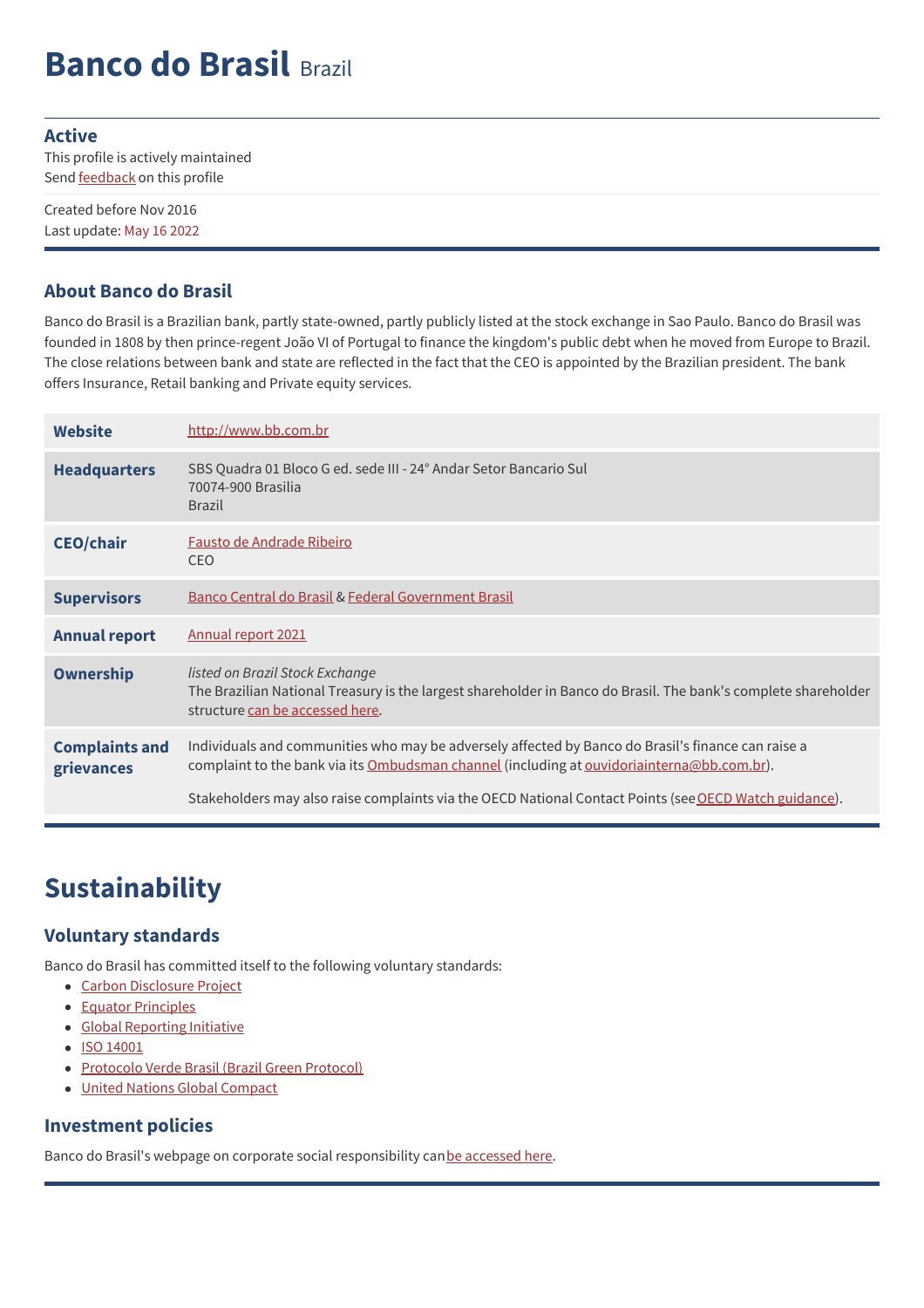# Banco do Brasil Brazil

**Active**
This profile is actively maintained
Send feedback on this profile

Created before Nov 2016
Last update: May 16 2022

## About Banco do Brasil

Banco do Brasil is a Brazilian bank, partly state-owned, partly publicly listed at the stock exchange in Sao Paulo. Banco do Brasil was founded in 1808 by then prince-regent João VI of Portugal to finance the kingdom's public debt when he moved from Europe to Brazil. The close relations between bank and state are reflected in the fact that the CEO is appointed by the Brazilian president. The bank offers Insurance, Retail banking and Private equity services.

| | |
|---|---|
| **Website** | http://www.bb.com.br |
| **Headquarters** | SBS Quadra 01 Bloco G ed. sede III - 24° Andar Setor Bancario Sul<br>70074-900 Brasilia<br>Brazil |
| **CEO/chair** | Fausto de Andrade Ribeiro<br>CEO |
| **Supervisors** | Banco Central do Brasil & Federal Government Brasil |
| **Annual report** | Annual report 2021 |
| **Ownership** | *listed on Brazil Stock Exchange*<br>The Brazilian National Treasury is the largest shareholder in Banco do Brasil. The bank's complete shareholder structure can be accessed here. |
| **Complaints and grievances** | Individuals and communities who may be adversely affected by Banco do Brasil's finance can raise a complaint to the bank via its Ombudsman channel (including at ouvidoriainterna@bb.com.br).<br><br>Stakeholders may also raise complaints via the OECD National Contact Points (see OECD Watch guidance). |

# Sustainability

## Voluntary standards

Banco do Brasil has committed itself to the following voluntary standards:

- Carbon Disclosure Project
- Equator Principles
- Global Reporting Initiative
- ISO 14001
- Protocolo Verde Brasil (Brazil Green Protocol)
- United Nations Global Compact

## Investment policies

Banco do Brasil's webpage on corporate social responsibility can be accessed here.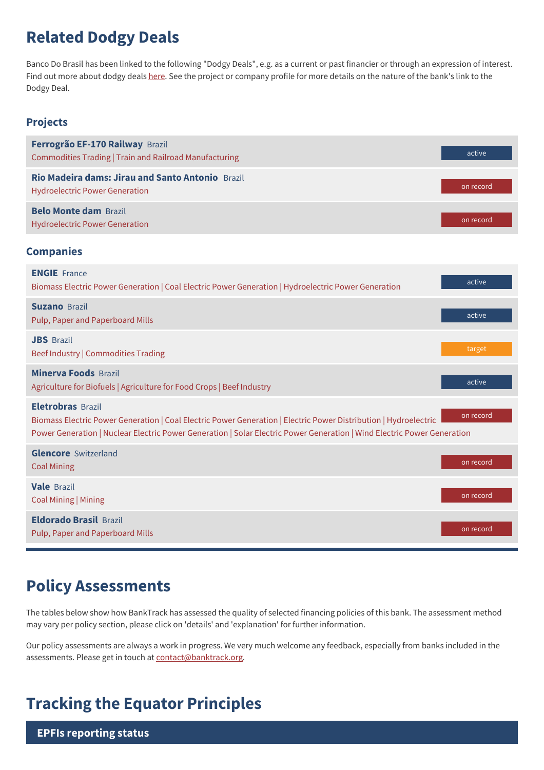## Related Dodgy Deals

Banco Do Brasil has been linked to the following "Dodgy Deals", e.g. as a current or past financier or through an expression of interest. Find out more about dodgy deals here. See the project or company profile for more details on the nature of the bank's link to the Dodgy Deal.

### Projects

| Project | Country | Sectors | Status |
|---|---|---|---|
| **Ferrogrão EF-170 Railway** | Brazil | Commodities Trading \| Train and Railroad Manufacturing | active |
| **Rio Madeira dams: Jirau and Santo Antonio** | Brazil | Hydroelectric Power Generation | on record |
| **Belo Monte dam** | Brazil | Hydroelectric Power Generation | on record |

### Companies

| Company | Country | Sectors | Status |
|---|---|---|---|
| **ENGIE** | France | Biomass Electric Power Generation \| Coal Electric Power Generation \| Hydroelectric Power Generation | active |
| **Suzano** | Brazil | Pulp, Paper and Paperboard Mills | active |
| **JBS** | Brazil | Beef Industry \| Commodities Trading | target |
| **Minerva Foods** | Brazil | Agriculture for Biofuels \| Agriculture for Food Crops \| Beef Industry | active |
| **Eletrobras** | Brazil | Biomass Electric Power Generation \| Coal Electric Power Generation \| Electric Power Distribution \| Hydroelectric Power Generation \| Nuclear Electric Power Generation \| Solar Electric Power Generation \| Wind Electric Power Generation | on record |
| **Glencore** | Switzerland | Coal Mining | on record |
| **Vale** | Brazil | Coal Mining \| Mining | on record |
| **Eldorado Brasil** | Brazil | Pulp, Paper and Paperboard Mills | on record |

## Policy Assessments

The tables below show how BankTrack has assessed the quality of selected financing policies of this bank. The assessment method may vary per policy section, please click on 'details' and 'explanation' for further information.

Our policy assessments are always a work in progress. We very much welcome any feedback, especially from banks included in the assessments. Please get in touch at contact@banktrack.org.

## Tracking the Equator Principles

### EPFIs reporting status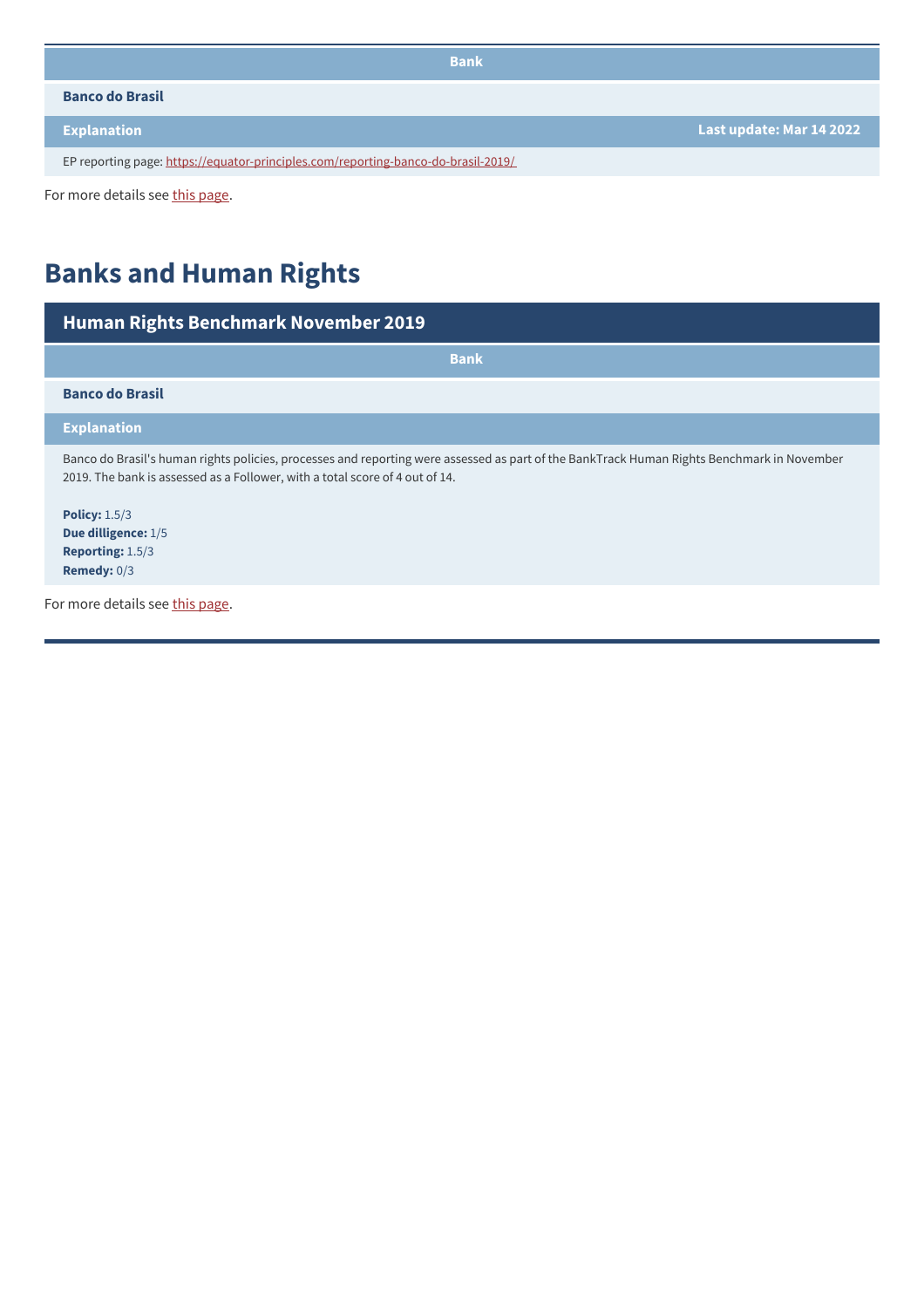| Bank | |
|---|---|
| **Banco do Brasil** | |
| **Explanation** | **Last update: Mar 14 2022** |
| EP reporting page: https://equator-principles.com/reporting-banco-do-brasil-2019/ | |

For more details see this page.

# Banks and Human Rights

## Human Rights Benchmark November 2019

| Bank |
|---|
| **Banco do Brasil** |
| **Explanation** |
| Banco do Brasil's human rights policies, processes and reporting were assessed as part of the BankTrack Human Rights Benchmark in November 2019. The bank is assessed as a Follower, with a total score of 4 out of 14.<br><br>**Policy:** 1.5/3<br>**Due dilligence:** 1/5<br>**Reporting:** 1.5/3<br>**Remedy:** 0/3 |

For more details see this page.